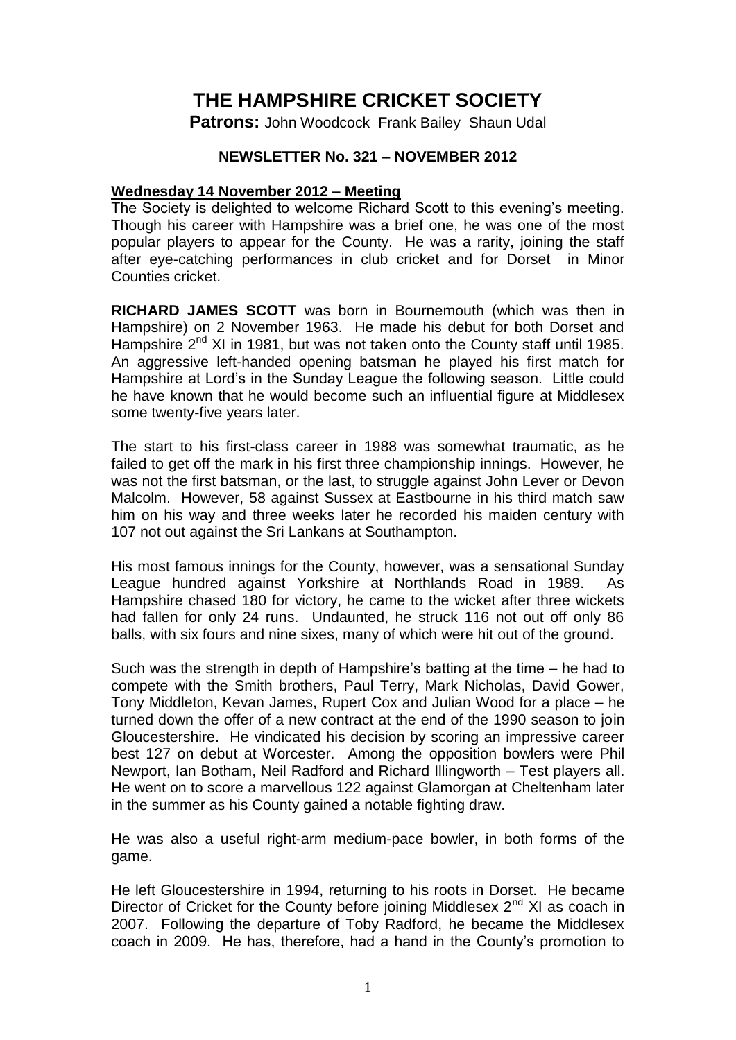# THE HAMPSHIRE CRICKET SOCIETY

**Patrons:** John Woodcock Frank Bailey Shaun Udal

**NEWSLETTER No. 321 – NOVEMBER 2012**

**Wednesday 14 November 2012 – Meeting**

The Society is delighted to welcome Richard Scott to this evening's meeting. Though his career with Hampshire was a brief one, he was one of the most popular players to appear for the County. He was a rarity, joining the staff after eye-catching performances in club cricket and for Dorset in Minor Counties cricket.

**RICHARD JAMES SCOTT** was born in Bournemouth (which was then in Hampshire) on 2 November 1963. He made his debut for both Dorset and Hampshire 2nd XI in 1981, but was not taken onto the County staff until 1985. An aggressive left-handed opening batsman he played his first match for Hampshire at Lord's in the Sunday League the following season. Little could he have known that he would become such an influential figure at Middlesex some twenty-five years later.

The start to his first-class career in 1988 was somewhat traumatic, as he failed to get off the mark in his first three championship innings. However, he was not the first batsman, or the last, to struggle against John Lever or Devon Malcolm. However, 58 against Sussex at Eastbourne in his third match saw him on his way and three weeks later he recorded his maiden century with 107 not out against the Sri Lankans at Southampton.

His most famous innings for the County, however, was a sensational Sunday League hundred against Yorkshire at Northlands Road in 1989. As Hampshire chased 180 for victory, he came to the wicket after three wickets had fallen for only 24 runs. Undaunted, he struck 116 not out off only 86 balls, with six fours and nine sixes, many of which were hit out of the ground.

Such was the strength in depth of Hampshire's batting at the time – he had to compete with the Smith brothers, Paul Terry, Mark Nicholas, David Gower, Tony Middleton, Kevan James, Rupert Cox and Julian Wood for a place – he turned down the offer of a new contract at the end of the 1990 season to join Gloucestershire. He vindicated his decision by scoring an impressive career best 127 on debut at Worcester. Among the opposition bowlers were Phil Newport, Ian Botham, Neil Radford and Richard Illingworth – Test players all. He went on to score a marvellous 122 against Glamorgan at Cheltenham later in the summer as his County gained a notable fighting draw.

He was also a useful right-arm medium-pace bowler, in both forms of the game.

He left Gloucestershire in 1994, returning to his roots in Dorset. He became Director of Cricket for the County before joining Middlesex 2nd XI as coach in 2007. Following the departure of Toby Radford, he became the Middlesex coach in 2009. He has, therefore, had a hand in the County's promotion to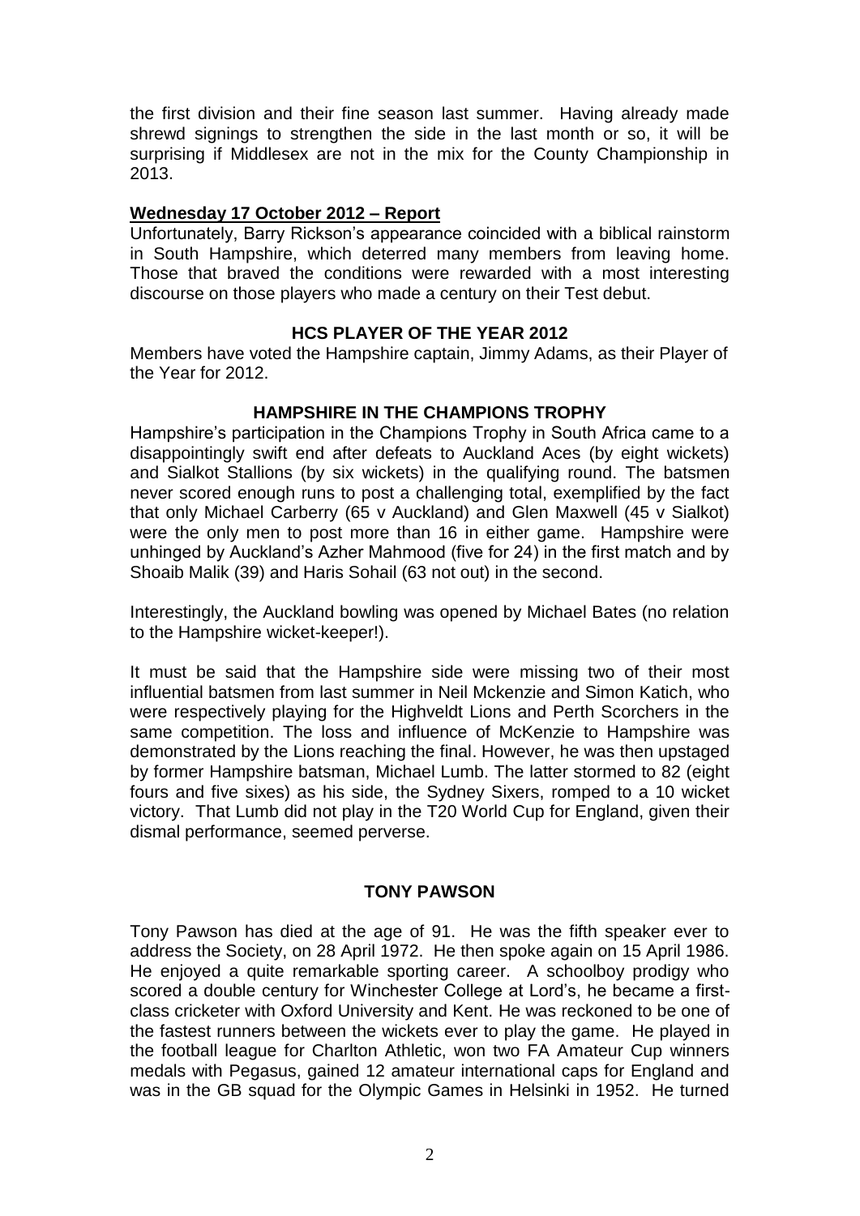the first division and their fine season last summer. Having already made shrewd signings to strengthen the side in the last month or so, it will be surprising if Middlesex are not in the mix for the County Championship in 2013.

**Wednesday 17 October 2012 – Report**

Unfortunately, Barry Rickson's appearance coincided with a biblical rainstorm in South Hampshire, which deterred many members from leaving home. Those that braved the conditions were rewarded with a most interesting discourse on those players who made a century on their Test debut.

## HCS PLAYER OF THE YEAR 2012

Members have voted the Hampshire captain, Jimmy Adams, as their Player of the Year for 2012.

## HAMPSHIRE IN THE CHAMPIONS TROPHY

Hampshire's participation in the Champions Trophy in South Africa came to a disappointingly swift end after defeats to Auckland Aces (by eight wickets) and Sialkot Stallions (by six wickets) in the qualifying round. The batsmen never scored enough runs to post a challenging total, exemplified by the fact that only Michael Carberry (65 v Auckland) and Glen Maxwell (45 v Sialkot) were the only men to post more than 16 in either game. Hampshire were unhinged by Auckland's Azher Mahmood (five for 24) in the first match and by Shoaib Malik (39) and Haris Sohail (63 not out) in the second.

Interestingly, the Auckland bowling was opened by Michael Bates (no relation to the Hampshire wicket-keeper!).

It must be said that the Hampshire side were missing two of their most influential batsmen from last summer in Neil Mckenzie and Simon Katich, who were respectively playing for the Highveldt Lions and Perth Scorchers in the same competition. The loss and influence of McKenzie to Hampshire was demonstrated by the Lions reaching the final. However, he was then upstaged by former Hampshire batsman, Michael Lumb. The latter stormed to 82 (eight fours and five sixes) as his side, the Sydney Sixers, romped to a 10 wicket victory. That Lumb did not play in the T20 World Cup for England, given their dismal performance, seemed perverse.

## TONY PAWSON

Tony Pawson has died at the age of 91. He was the fifth speaker ever to address the Society, on 28 April 1972. He then spoke again on 15 April 1986. He enjoyed a quite remarkable sporting career. A schoolboy prodigy who scored a double century for Winchester College at Lord's, he became a first-class cricketer with Oxford University and Kent. He was reckoned to be one of the fastest runners between the wickets ever to play the game. He played in the football league for Charlton Athletic, won two FA Amateur Cup winners medals with Pegasus, gained 12 amateur international caps for England and was in the GB squad for the Olympic Games in Helsinki in 1952. He turned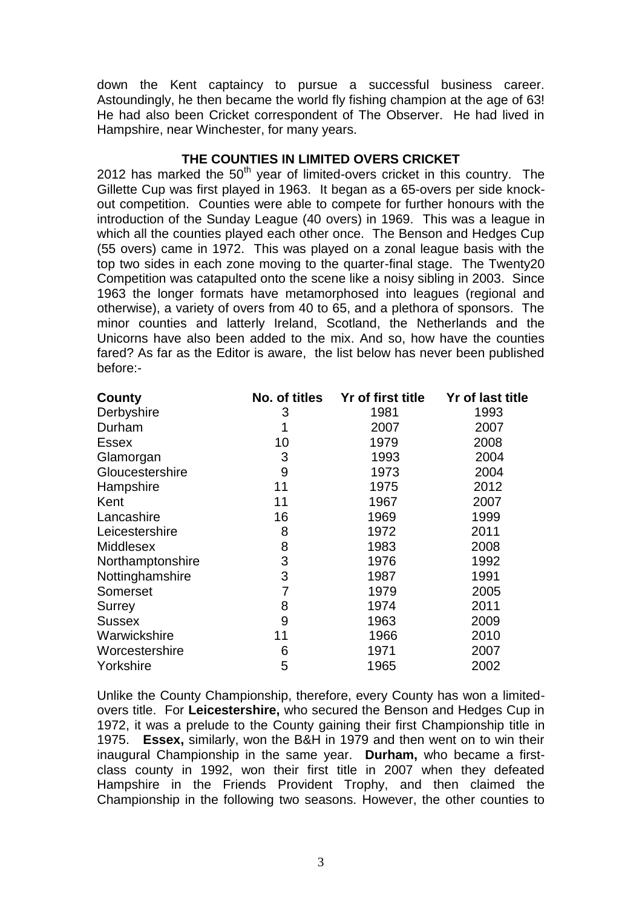down the Kent captaincy to pursue a successful business career. Astoundingly, he then became the world fly fishing champion at the age of 63! He had also been Cricket correspondent of The Observer. He had lived in Hampshire, near Winchester, for many years.

## THE COUNTIES IN LIMITED OVERS CRICKET

2012 has marked the $50^{th}$ year of limited-overs cricket in this country. The Gillette Cup was first played in 1963. It began as a 65-overs per side knock-out competition. Counties were able to compete for further honours with the introduction of the Sunday League (40 overs) in 1969. This was a league in which all the counties played each other once. The Benson and Hedges Cup (55 overs) came in 1972. This was played on a zonal league basis with the top two sides in each zone moving to the quarter-final stage. The Twenty20 Competition was catapulted onto the scene like a noisy sibling in 2003. Since 1963 the longer formats have metamorphosed into leagues (regional and otherwise), a variety of overs from 40 to 65, and a plethora of sponsors. The minor counties and latterly Ireland, Scotland, the Netherlands and the Unicorns have also been added to the mix. And so, how have the counties fared? As far as the Editor is aware, the list below has never been published before:-

| County | No. of titles | Yr of first title | Yr of last title |
|---|---|---|---|
| Derbyshire | 3 | 1981 | 1993 |
| Durham | 1 | 2007 | 2007 |
| Essex | 10 | 1979 | 2008 |
| Glamorgan | 3 | 1993 | 2004 |
| Gloucestershire | 9 | 1973 | 2004 |
| Hampshire | 11 | 1975 | 2012 |
| Kent | 11 | 1967 | 2007 |
| Lancashire | 16 | 1969 | 1999 |
| Leicestershire | 8 | 1972 | 2011 |
| Middlesex | 8 | 1983 | 2008 |
| Northamptonshire | 3 | 1976 | 1992 |
| Nottinghamshire | 3 | 1987 | 1991 |
| Somerset | 7 | 1979 | 2005 |
| Surrey | 8 | 1974 | 2011 |
| Sussex | 9 | 1963 | 2009 |
| Warwickshire | 11 | 1966 | 2010 |
| Worcestershire | 6 | 1971 | 2007 |
| Yorkshire | 5 | 1965 | 2002 |

Unlike the County Championship, therefore, every County has won a limited-overs title. For **Leicestershire,** who secured the Benson and Hedges Cup in 1972, it was a prelude to the County gaining their first Championship title in 1975. **Essex,** similarly, won the B&H in 1979 and then went on to win their inaugural Championship in the same year. **Durham,** who became a first-class county in 1992, won their first title in 2007 when they defeated Hampshire in the Friends Provident Trophy, and then claimed the Championship in the following two seasons. However, the other counties to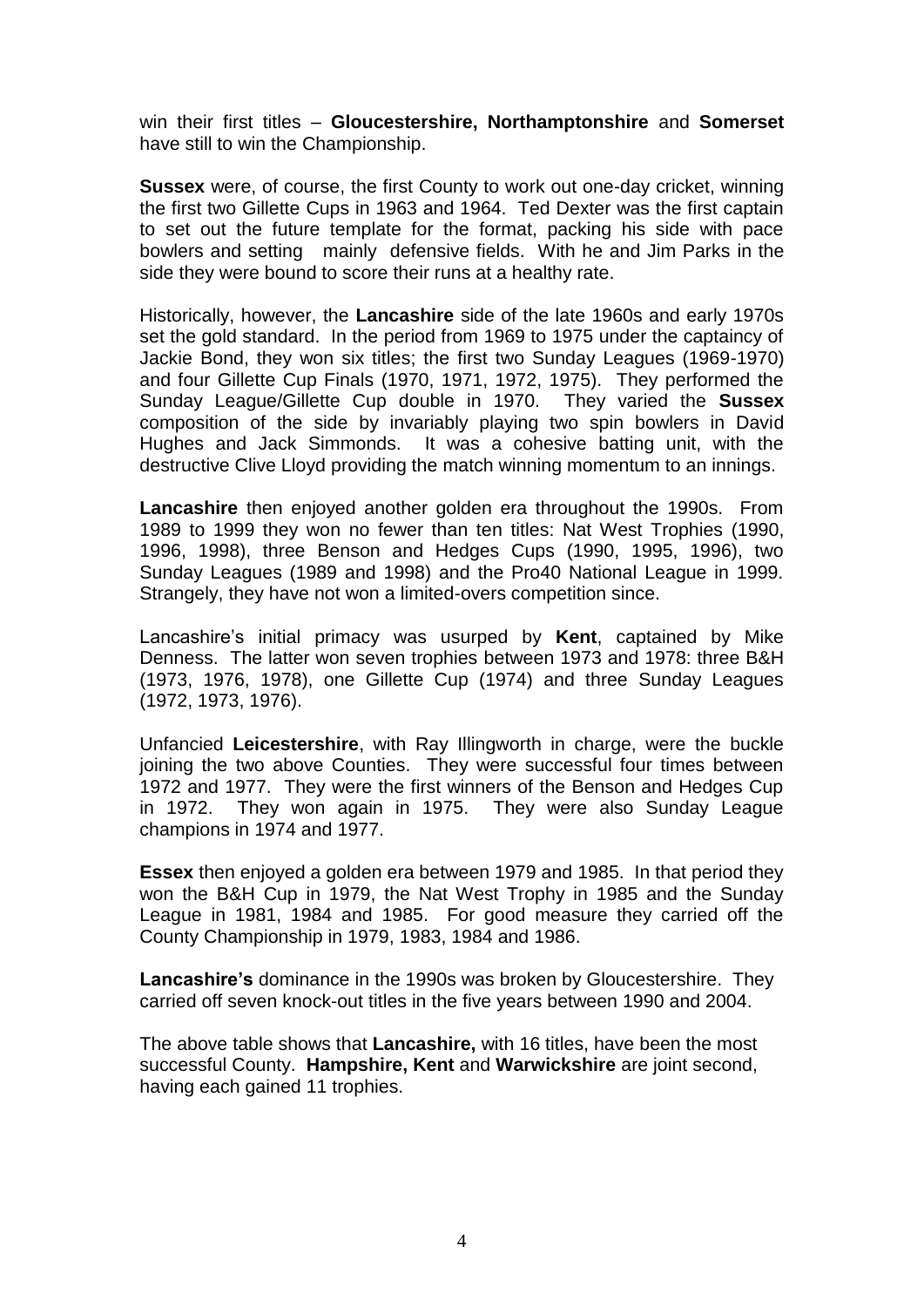win their first titles – **Gloucestershire, Northamptonshire** and **Somerset** have still to win the Championship.

**Sussex** were, of course, the first County to work out one-day cricket, winning the first two Gillette Cups in 1963 and 1964. Ted Dexter was the first captain to set out the future template for the format, packing his side with pace bowlers and setting mainly defensive fields. With he and Jim Parks in the side they were bound to score their runs at a healthy rate.

Historically, however, the **Lancashire** side of the late 1960s and early 1970s set the gold standard. In the period from 1969 to 1975 under the captaincy of Jackie Bond, they won six titles; the first two Sunday Leagues (1969-1970) and four Gillette Cup Finals (1970, 1971, 1972, 1975). They performed the Sunday League/Gillette Cup double in 1970. They varied the **Sussex** composition of the side by invariably playing two spin bowlers in David Hughes and Jack Simmonds. It was a cohesive batting unit, with the destructive Clive Lloyd providing the match winning momentum to an innings.

**Lancashire** then enjoyed another golden era throughout the 1990s. From 1989 to 1999 they won no fewer than ten titles: Nat West Trophies (1990, 1996, 1998), three Benson and Hedges Cups (1990, 1995, 1996), two Sunday Leagues (1989 and 1998) and the Pro40 National League in 1999. Strangely, they have not won a limited-overs competition since.

Lancashire's initial primacy was usurped by **Kent**, captained by Mike Denness. The latter won seven trophies between 1973 and 1978: three B&H (1973, 1976, 1978), one Gillette Cup (1974) and three Sunday Leagues (1972, 1973, 1976).

Unfancied **Leicestershire**, with Ray Illingworth in charge, were the buckle joining the two above Counties. They were successful four times between 1972 and 1977. They were the first winners of the Benson and Hedges Cup in 1972. They won again in 1975. They were also Sunday League champions in 1974 and 1977.

**Essex** then enjoyed a golden era between 1979 and 1985. In that period they won the B&H Cup in 1979, the Nat West Trophy in 1985 and the Sunday League in 1981, 1984 and 1985. For good measure they carried off the County Championship in 1979, 1983, 1984 and 1986.

**Lancashire's** dominance in the 1990s was broken by Gloucestershire. They carried off seven knock-out titles in the five years between 1990 and 2004.

The above table shows that **Lancashire,** with 16 titles, have been the most successful County. **Hampshire, Kent** and **Warwickshire** are joint second, having each gained 11 trophies.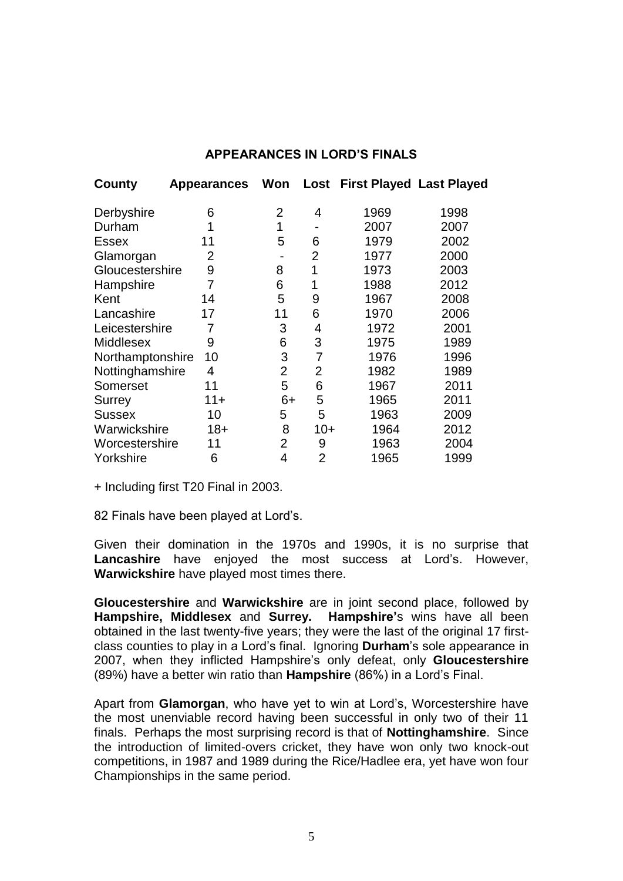## APPEARANCES IN LORD'S FINALS

| County | Appearances | Won | Lost | First Played | Last Played |
|---|---|---|---|---|---|
| Derbyshire | 6 | 2 | 4 | 1969 | 1998 |
| Durham | 1 | 1 | - | 2007 | 2007 |
| Essex | 11 | 5 | 6 | 1979 | 2002 |
| Glamorgan | 2 | - | 2 | 1977 | 2000 |
| Gloucestershire | 9 | 8 | 1 | 1973 | 2003 |
| Hampshire | 7 | 6 | 1 | 1988 | 2012 |
| Kent | 14 | 5 | 9 | 1967 | 2008 |
| Lancashire | 17 | 11 | 6 | 1970 | 2006 |
| Leicestershire | 7 | 3 | 4 | 1972 | 2001 |
| Middlesex | 9 | 6 | 3 | 1975 | 1989 |
| Northamptonshire | 10 | 3 | 7 | 1976 | 1996 |
| Nottinghamshire | 4 | 2 | 2 | 1982 | 1989 |
| Somerset | 11 | 5 | 6 | 1967 | 2011 |
| Surrey | 11+ | 6+ | 5 | 1965 | 2011 |
| Sussex | 10 | 5 | 5 | 1963 | 2009 |
| Warwickshire | 18+ | 8 | 10+ | 1964 | 2012 |
| Worcestershire | 11 | 2 | 9 | 1963 | 2004 |
| Yorkshire | 6 | 4 | 2 | 1965 | 1999 |

+ Including first T20 Final in 2003.

82 Finals have been played at Lord's.

Given their domination in the 1970s and 1990s, it is no surprise that **Lancashire** have enjoyed the most success at Lord's. However, **Warwickshire** have played most times there.

**Gloucestershire** and **Warwickshire** are in joint second place, followed by **Hampshire, Middlesex** and **Surrey.** **Hampshire'**s wins have all been obtained in the last twenty-five years; they were the last of the original 17 first-class counties to play in a Lord's final. Ignoring **Durham**'s sole appearance in 2007, when they inflicted Hampshire's only defeat, only **Gloucestershire** (89%) have a better win ratio than **Hampshire** (86%) in a Lord's Final.

Apart from **Glamorgan**, who have yet to win at Lord's, Worcestershire have the most unenviable record having been successful in only two of their 11 finals. Perhaps the most surprising record is that of **Nottinghamshire**. Since the introduction of limited-overs cricket, they have won only two knock-out competitions, in 1987 and 1989 during the Rice/Hadlee era, yet have won four Championships in the same period.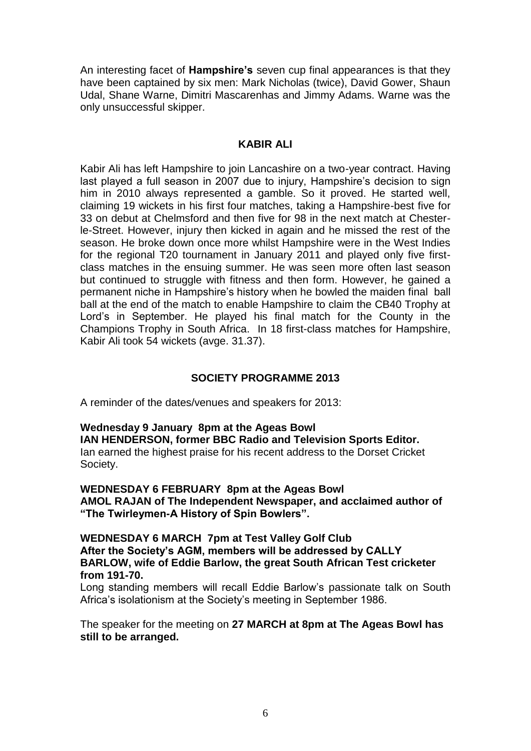An interesting facet of **Hampshire's** seven cup final appearances is that they have been captained by six men: Mark Nicholas (twice), David Gower, Shaun Udal, Shane Warne, Dimitri Mascarenhas and Jimmy Adams. Warne was the only unsuccessful skipper.

## KABIR ALI

Kabir Ali has left Hampshire to join Lancashire on a two-year contract. Having last played a full season in 2007 due to injury, Hampshire's decision to sign him in 2010 always represented a gamble. So it proved. He started well, claiming 19 wickets in his first four matches, taking a Hampshire-best five for 33 on debut at Chelmsford and then five for 98 in the next match at Chester-le-Street. However, injury then kicked in again and he missed the rest of the season. He broke down once more whilst Hampshire were in the West Indies for the regional T20 tournament in January 2011 and played only five first-class matches in the ensuing summer. He was seen more often last season but continued to struggle with fitness and then form. However, he gained a permanent niche in Hampshire's history when he bowled the maiden final ball ball at the end of the match to enable Hampshire to claim the CB40 Trophy at Lord's in September. He played his final match for the County in the Champions Trophy in South Africa. In 18 first-class matches for Hampshire, Kabir Ali took 54 wickets (avge. 31.37).

## SOCIETY PROGRAMME 2013

A reminder of the dates/venues and speakers for 2013:

**Wednesday 9 January 8pm at the Ageas Bowl**
**IAN HENDERSON, former BBC Radio and Television Sports Editor.**
Ian earned the highest praise for his recent address to the Dorset Cricket Society.

**WEDNESDAY 6 FEBRUARY 8pm at the Ageas Bowl**
**AMOL RAJAN of The Independent Newspaper, and acclaimed author of "The Twirleymen-A History of Spin Bowlers".**

**WEDNESDAY 6 MARCH 7pm at Test Valley Golf Club**
**After the Society's AGM, members will be addressed by CALLY BARLOW, wife of Eddie Barlow, the great South African Test cricketer from 191-70.**
Long standing members will recall Eddie Barlow's passionate talk on South Africa's isolationism at the Society's meeting in September 1986.

The speaker for the meeting on **27 MARCH at 8pm at The Ageas Bowl has still to be arranged.**